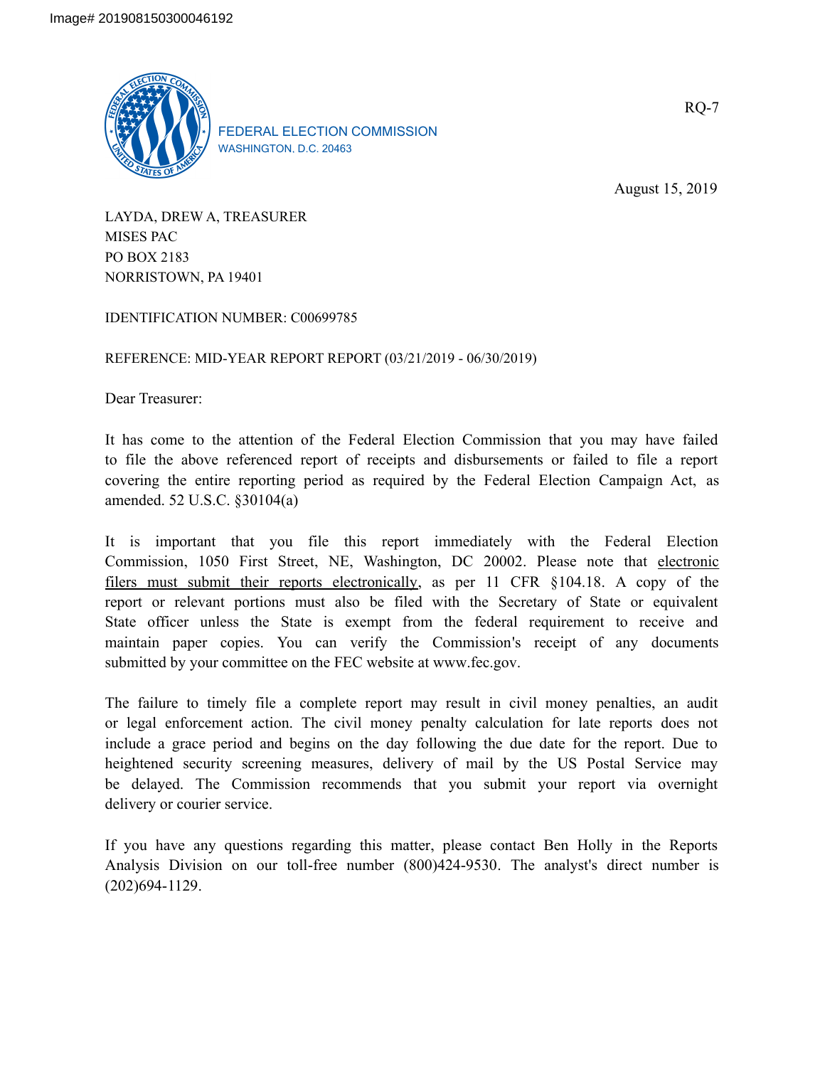Image# 201908150300046192

FEDERAL ELECTION COMMISSION
WASHINGTON, D.C. 20463

RQ-7

August 15, 2019

LAYDA, DREW A, TREASURER
MISES PAC
PO BOX 2183
NORRISTOWN, PA 19401

IDENTIFICATION NUMBER: C00699785

REFERENCE: MID-YEAR REPORT REPORT (03/21/2019 - 06/30/2019)

Dear Treasurer:

It has come to the attention of the Federal Election Commission that you may have failed to file the above referenced report of receipts and disbursements or failed to file a report covering the entire reporting period as required by the Federal Election Campaign Act, as amended. 52 U.S.C. §30104(a)

It is important that you file this report immediately with the Federal Election Commission, 1050 First Street, NE, Washington, DC 20002. Please note that electronic filers must submit their reports electronically, as per 11 CFR §104.18. A copy of the report or relevant portions must also be filed with the Secretary of State or equivalent State officer unless the State is exempt from the federal requirement to receive and maintain paper copies. You can verify the Commission's receipt of any documents submitted by your committee on the FEC website at www.fec.gov.

The failure to timely file a complete report may result in civil money penalties, an audit or legal enforcement action. The civil money penalty calculation for late reports does not include a grace period and begins on the day following the due date for the report. Due to heightened security screening measures, delivery of mail by the US Postal Service may be delayed. The Commission recommends that you submit your report via overnight delivery or courier service.

If you have any questions regarding this matter, please contact Ben Holly in the Reports Analysis Division on our toll-free number (800)424-9530. The analyst's direct number is (202)694-1129.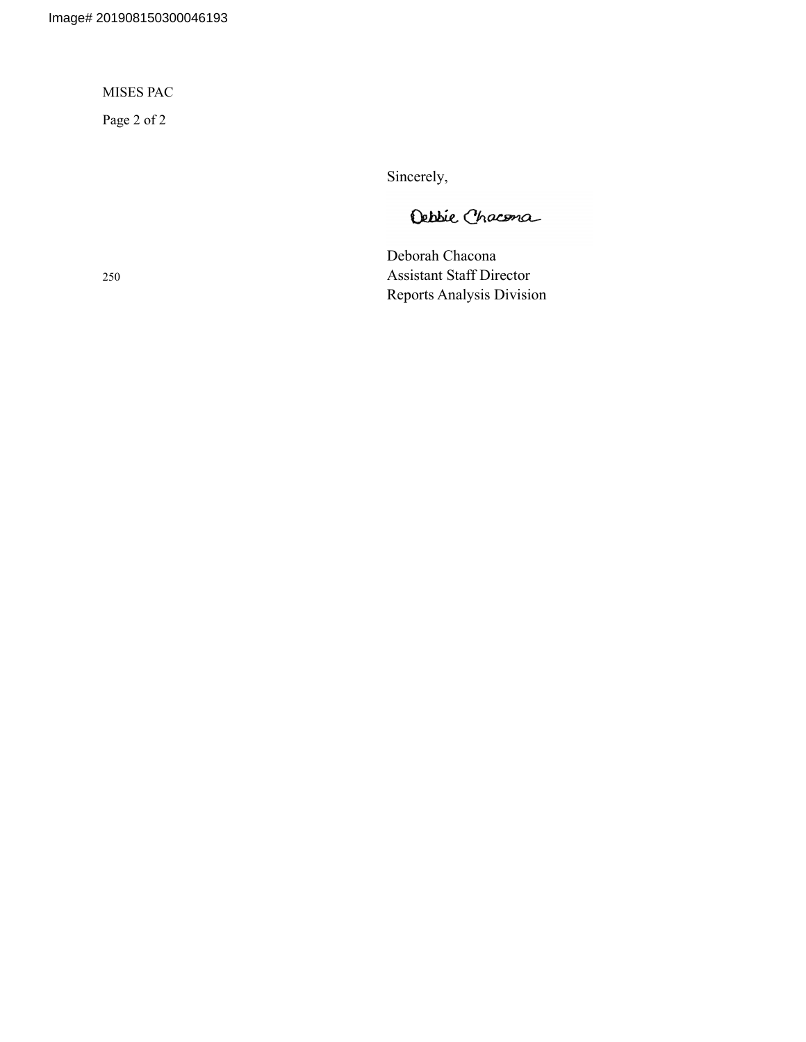Sincerely,

Debbie Chacona

Deborah Chacona
Assistant Staff Director
Reports Analysis Division

250